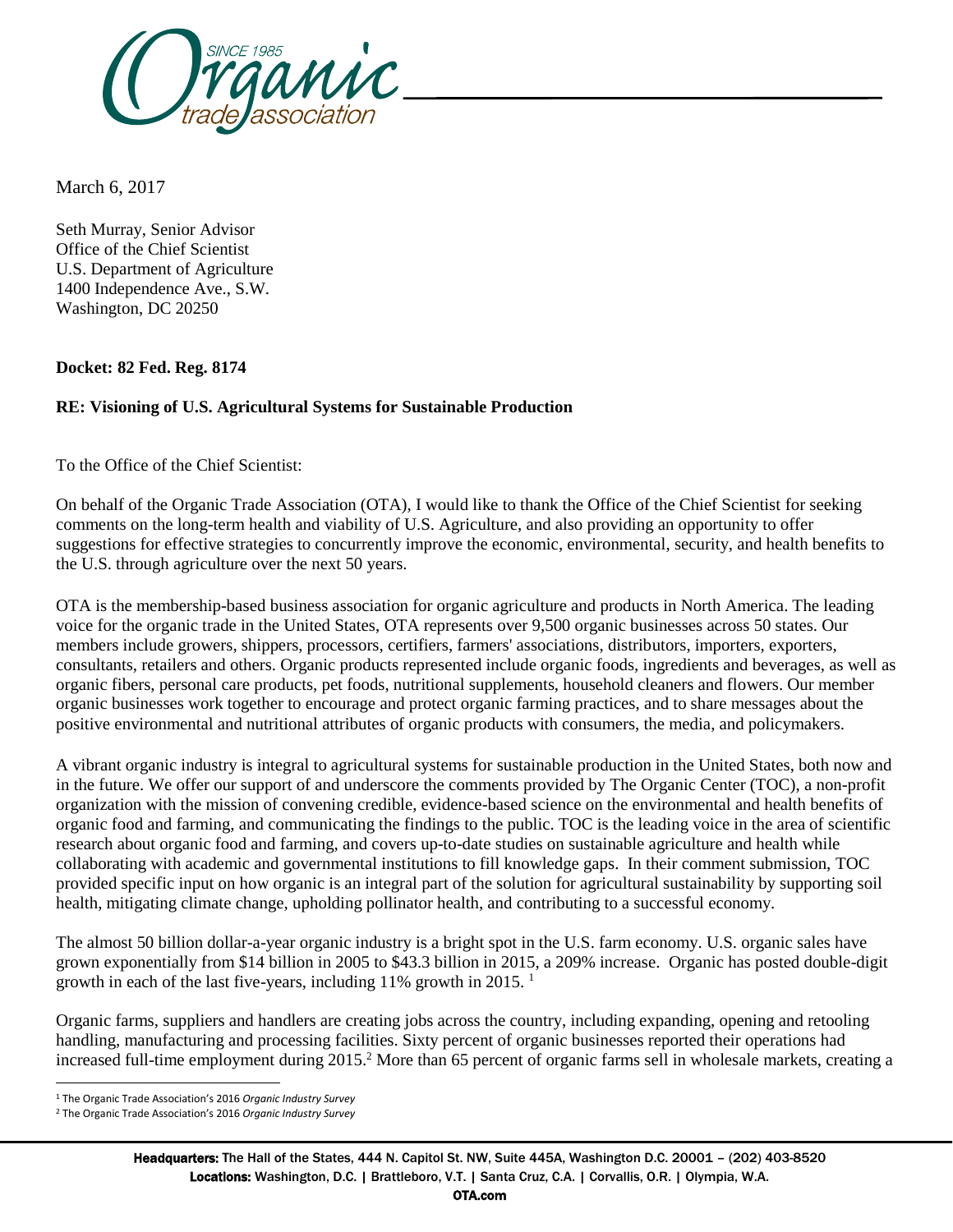March 6, 2017

Seth Murray, Senior Advisor
Office of the Chief Scientist
U.S. Department of Agriculture
1400 Independence Ave., S.W.
Washington, DC 20250

**Docket: 82 Fed. Reg. 8174**

**RE: Visioning of U.S. Agricultural Systems for Sustainable Production**

To the Office of the Chief Scientist:

On behalf of the Organic Trade Association (OTA), I would like to thank the Office of the Chief Scientist for seeking comments on the long-term health and viability of U.S. Agriculture, and also providing an opportunity to offer suggestions for effective strategies to concurrently improve the economic, environmental, security, and health benefits to the U.S. through agriculture over the next 50 years.

OTA is the membership-based business association for organic agriculture and products in North America. The leading voice for the organic trade in the United States, OTA represents over 9,500 organic businesses across 50 states. Our members include growers, shippers, processors, certifiers, farmers' associations, distributors, importers, exporters, consultants, retailers and others. Organic products represented include organic foods, ingredients and beverages, as well as organic fibers, personal care products, pet foods, nutritional supplements, household cleaners and flowers. Our member organic businesses work together to encourage and protect organic farming practices, and to share messages about the positive environmental and nutritional attributes of organic products with consumers, the media, and policymakers.

A vibrant organic industry is integral to agricultural systems for sustainable production in the United States, both now and in the future. We offer our support of and underscore the comments provided by The Organic Center (TOC), a non-profit organization with the mission of convening credible, evidence-based science on the environmental and health benefits of organic food and farming, and communicating the findings to the public. TOC is the leading voice in the area of scientific research about organic food and farming, and covers up-to-date studies on sustainable agriculture and health while collaborating with academic and governmental institutions to fill knowledge gaps. In their comment submission, TOC provided specific input on how organic is an integral part of the solution for agricultural sustainability by supporting soil health, mitigating climate change, upholding pollinator health, and contributing to a successful economy.

The almost 50 billion dollar-a-year organic industry is a bright spot in the U.S. farm economy. U.S. organic sales have grown exponentially from $14 billion in 2005 to $43.3 billion in 2015, a 209% increase. Organic has posted double-digit growth in each of the last five-years, including 11% growth in 2015. [1]

Organic farms, suppliers and handlers are creating jobs across the country, including expanding, opening and retooling handling, manufacturing and processing facilities. Sixty percent of organic businesses reported their operations had increased full-time employment during 2015.[2] More than 65 percent of organic farms sell in wholesale markets, creating a

[1] The Organic Trade Association's 2016 *Organic Industry Survey*

[2] The Organic Trade Association's 2016 *Organic Industry Survey*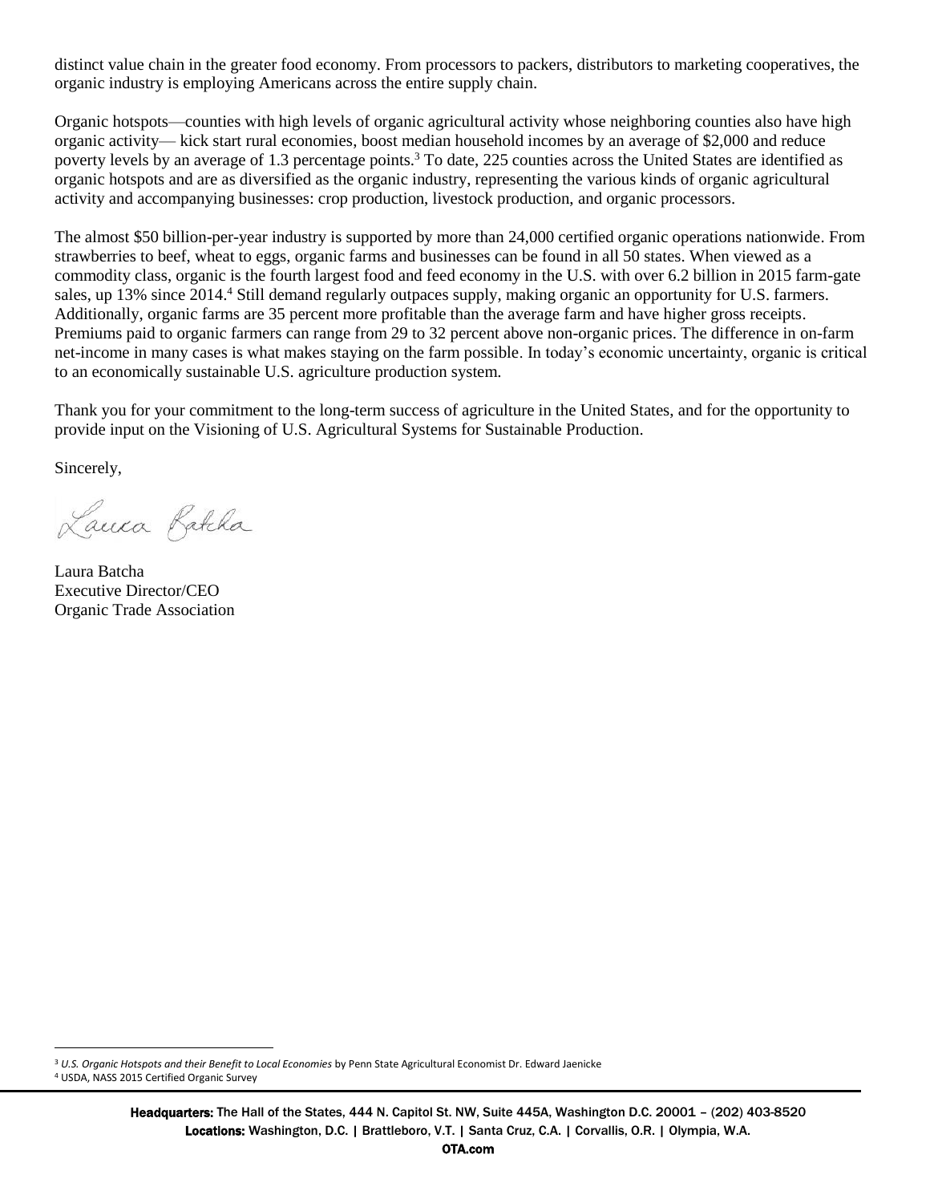distinct value chain in the greater food economy. From processors to packers, distributors to marketing cooperatives, the organic industry is employing Americans across the entire supply chain.

Organic hotspots—counties with high levels of organic agricultural activity whose neighboring counties also have high organic activity— kick start rural economies, boost median household incomes by an average of $2,000 and reduce poverty levels by an average of 1.3 percentage points.[3] To date, 225 counties across the United States are identified as organic hotspots and are as diversified as the organic industry, representing the various kinds of organic agricultural activity and accompanying businesses: crop production, livestock production, and organic processors.

The almost $50 billion-per-year industry is supported by more than 24,000 certified organic operations nationwide. From strawberries to beef, wheat to eggs, organic farms and businesses can be found in all 50 states. When viewed as a commodity class, organic is the fourth largest food and feed economy in the U.S. with over 6.2 billion in 2015 farm-gate sales, up 13% since 2014.[4] Still demand regularly outpaces supply, making organic an opportunity for U.S. farmers. Additionally, organic farms are 35 percent more profitable than the average farm and have higher gross receipts. Premiums paid to organic farmers can range from 29 to 32 percent above non-organic prices. The difference in on-farm net-income in many cases is what makes staying on the farm possible. In today's economic uncertainty, organic is critical to an economically sustainable U.S. agriculture production system.

Thank you for your commitment to the long-term success of agriculture in the United States, and for the opportunity to provide input on the Visioning of U.S. Agricultural Systems for Sustainable Production.

Sincerely,

Laura Batcha

Laura Batcha
Executive Director/CEO
Organic Trade Association

---

[3] *U.S. Organic Hotspots and their Benefit to Local Economies* by Penn State Agricultural Economist Dr. Edward Jaenicke

[4] USDA, NASS 2015 Certified Organic Survey

**Headquarters:** The Hall of the States, 444 N. Capitol St. NW, Suite 445A, Washington D.C. 20001 – (202) 403-8520
**Locations:** Washington, D.C. | Brattleboro, V.T. | Santa Cruz, C.A. | Corvallis, O.R. | Olympia, W.A.
OTA.com